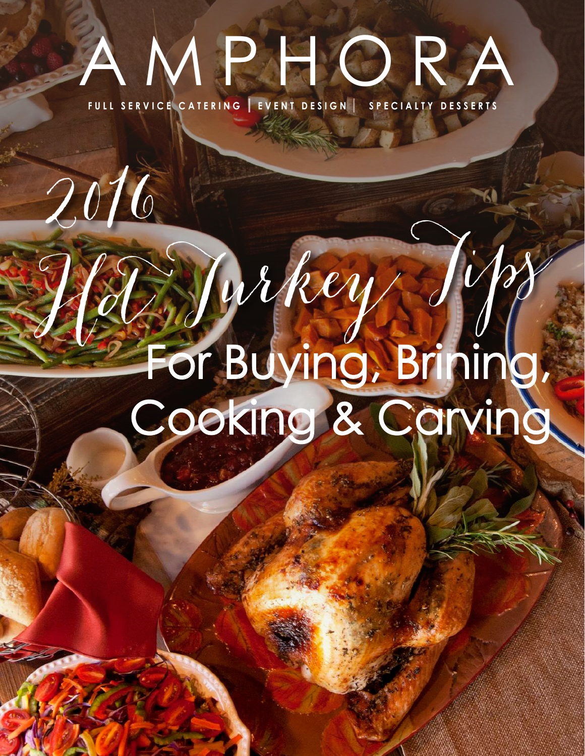# AMPHORA

FULL SERVICE CATERING | EVENT DESIGN | SPECIALTY DESSERTS

## 2016 Hot Turkey Tips

## For Buying, Brining, Cooking & Carving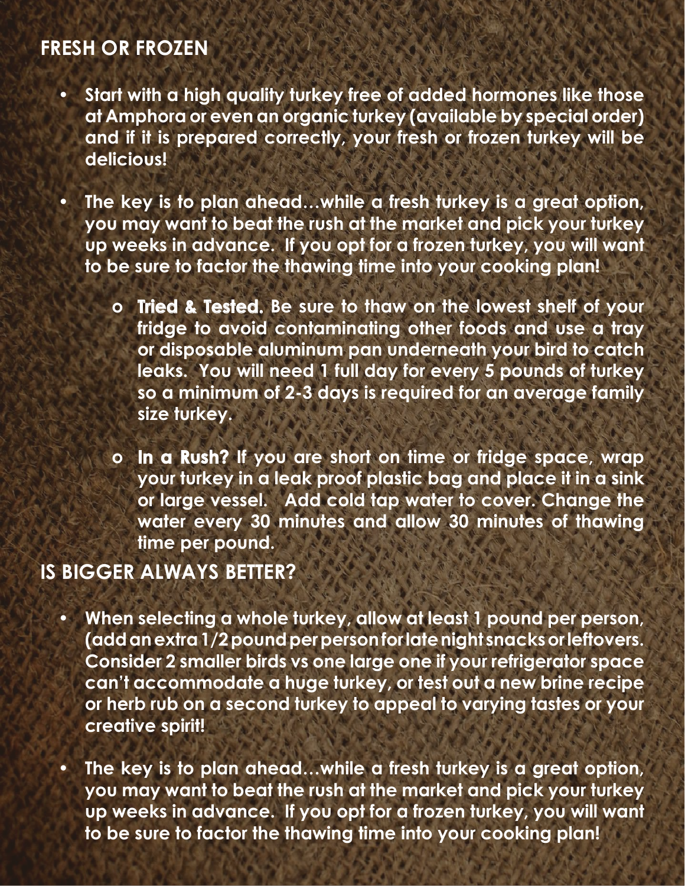## FRESH OR FROZEN

- **Start with a high quality turkey free of added hormones like those at Amphora or even an organic turkey (available by special order) and if it is prepared correctly, your fresh or frozen turkey will be delicious!**
- **The key is to plan ahead…while a fresh turkey is a great option, you may want to beat the rush at the market and pick your turkey up weeks in advance. If you opt for a frozen turkey, you will want to be sure to factor the thawing time into your cooking plan!**
  - **Tried & Tested. Be sure to thaw on the lowest shelf of your fridge to avoid contaminating other foods and use a tray or disposable aluminum pan underneath your bird to catch leaks. You will need 1 full day for every 5 pounds of turkey so a minimum of 2-3 days is required for an average family size turkey.**
  - **In a Rush? If you are short on time or fridge space, wrap your turkey in a leak proof plastic bag and place it in a sink or large vessel. Add cold tap water to cover. Change the water every 30 minutes and allow 30 minutes of thawing time per pound.**

## IS BIGGER ALWAYS BETTER?

- **When selecting a whole turkey, allow at least 1 pound per person, (add an extra 1/2 pound per person for late night snacks or leftovers. Consider 2 smaller birds vs one large one if your refrigerator space can't accommodate a huge turkey, or test out a new brine recipe or herb rub on a second turkey to appeal to varying tastes or your creative spirit!**
- **The key is to plan ahead…while a fresh turkey is a great option, you may want to beat the rush at the market and pick your turkey up weeks in advance. If you opt for a frozen turkey, you will want to be sure to factor the thawing time into your cooking plan!**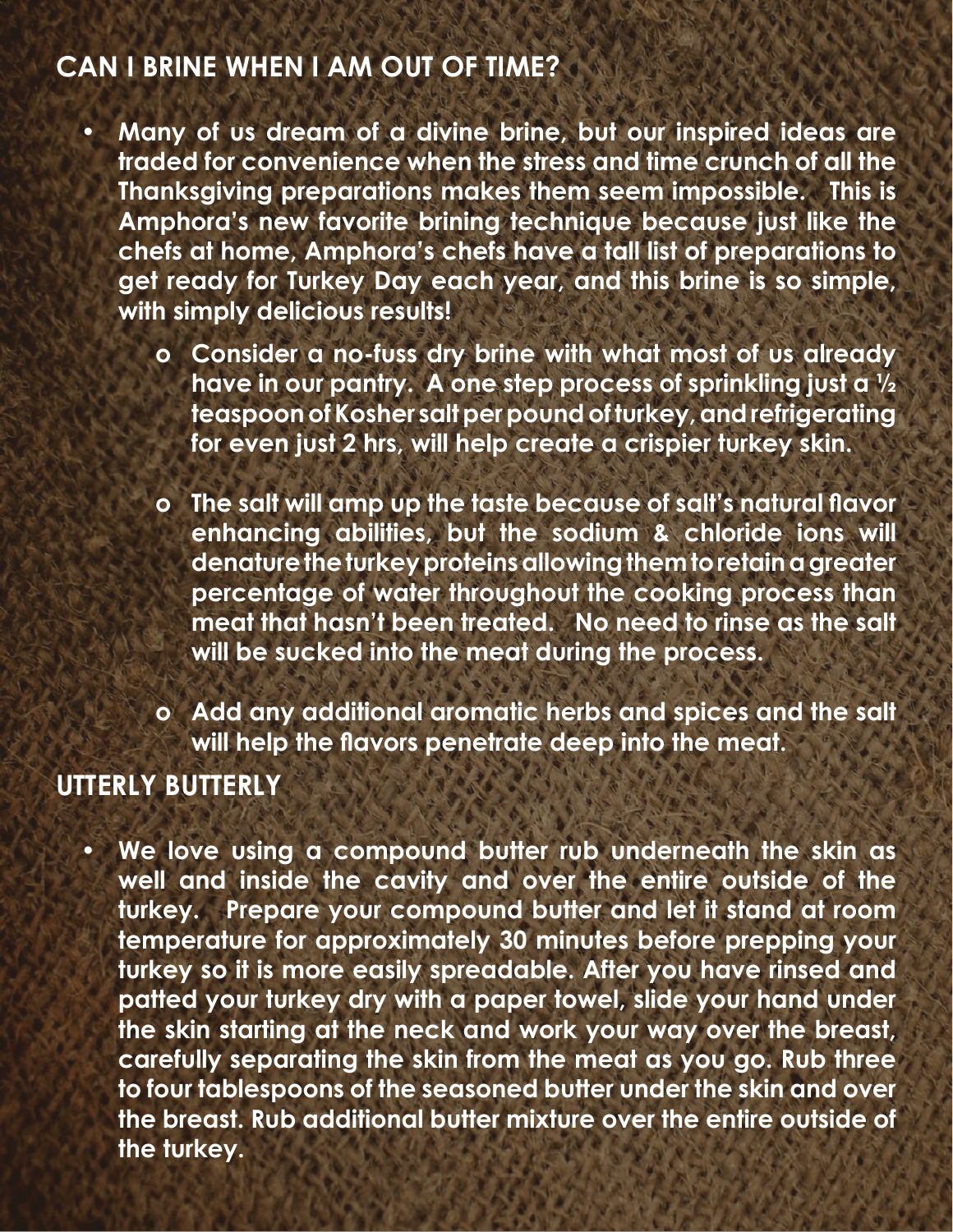## CAN I BRINE WHEN I AM OUT OF TIME?

- **Many of us dream of a divine brine, but our inspired ideas are traded for convenience when the stress and time crunch of all the Thanksgiving preparations makes them seem impossible. This is Amphora's new favorite brining technique because just like the chefs at home, Amphora's chefs have a tall list of preparations to get ready for Turkey Day each year, and this brine is so simple, with simply delicious results!**
  - **Consider a no-fuss dry brine with what most of us already have in our pantry. A one step process of sprinkling just a ½ teaspoon of Kosher salt per pound of turkey, and refrigerating for even just 2 hrs, will help create a crispier turkey skin.**
  - **The salt will amp up the taste because of salt's natural flavor enhancing abilities, but the sodium & chloride ions will denature the turkey proteins allowing them to retain a greater percentage of water throughout the cooking process than meat that hasn't been treated. No need to rinse as the salt will be sucked into the meat during the process.**
  - **Add any additional aromatic herbs and spices and the salt will help the flavors penetrate deep into the meat.**

## UTTERLY BUTTERLY

- **We love using a compound butter rub underneath the skin as well and inside the cavity and over the entire outside of the turkey. Prepare your compound butter and let it stand at room temperature for approximately 30 minutes before prepping your turkey so it is more easily spreadable. After you have rinsed and patted your turkey dry with a paper towel, slide your hand under the skin starting at the neck and work your way over the breast, carefully separating the skin from the meat as you go. Rub three to four tablespoons of the seasoned butter under the skin and over the breast. Rub additional butter mixture over the entire outside of the turkey.**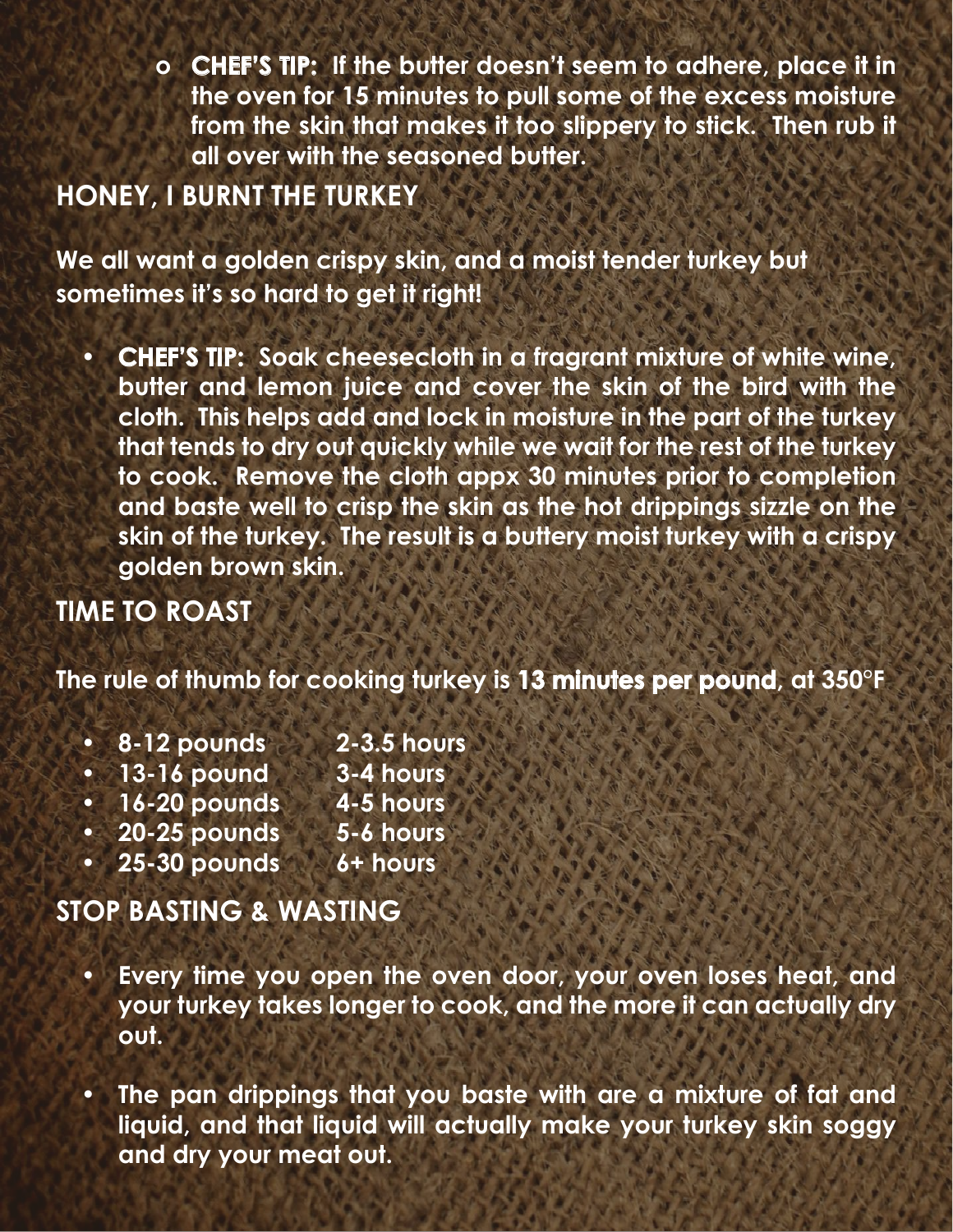- **CHEF'S TIP:** If the butter doesn't seem to adhere, place it in the oven for 15 minutes to pull some of the excess moisture from the skin that makes it too slippery to stick. Then rub it all over with the seasoned butter.

## HONEY, I BURNT THE TURKEY

We all want a golden crispy skin, and a moist tender turkey but sometimes it's so hard to get it right!

- **CHEF'S TIP:** Soak cheesecloth in a fragrant mixture of white wine, butter and lemon juice and cover the skin of the bird with the cloth. This helps add and lock in moisture in the part of the turkey that tends to dry out quickly while we wait for the rest of the turkey to cook. Remove the cloth appx 30 minutes prior to completion and baste well to crisp the skin as the hot drippings sizzle on the skin of the turkey. The result is a buttery moist turkey with a crispy golden brown skin.

## TIME TO ROAST

The rule of thumb for cooking turkey is **13 minutes per pound**, at 350°F

- 8-12 pounds 2-3.5 hours
- 13-16 pound 3-4 hours
- 16-20 pounds 4-5 hours
- 20-25 pounds 5-6 hours
- 25-30 pounds 6+ hours

## STOP BASTING & WASTING

- Every time you open the oven door, your oven loses heat, and your turkey takes longer to cook, and the more it can actually dry out.

- The pan drippings that you baste with are a mixture of fat and liquid, and that liquid will actually make your turkey skin soggy and dry your meat out.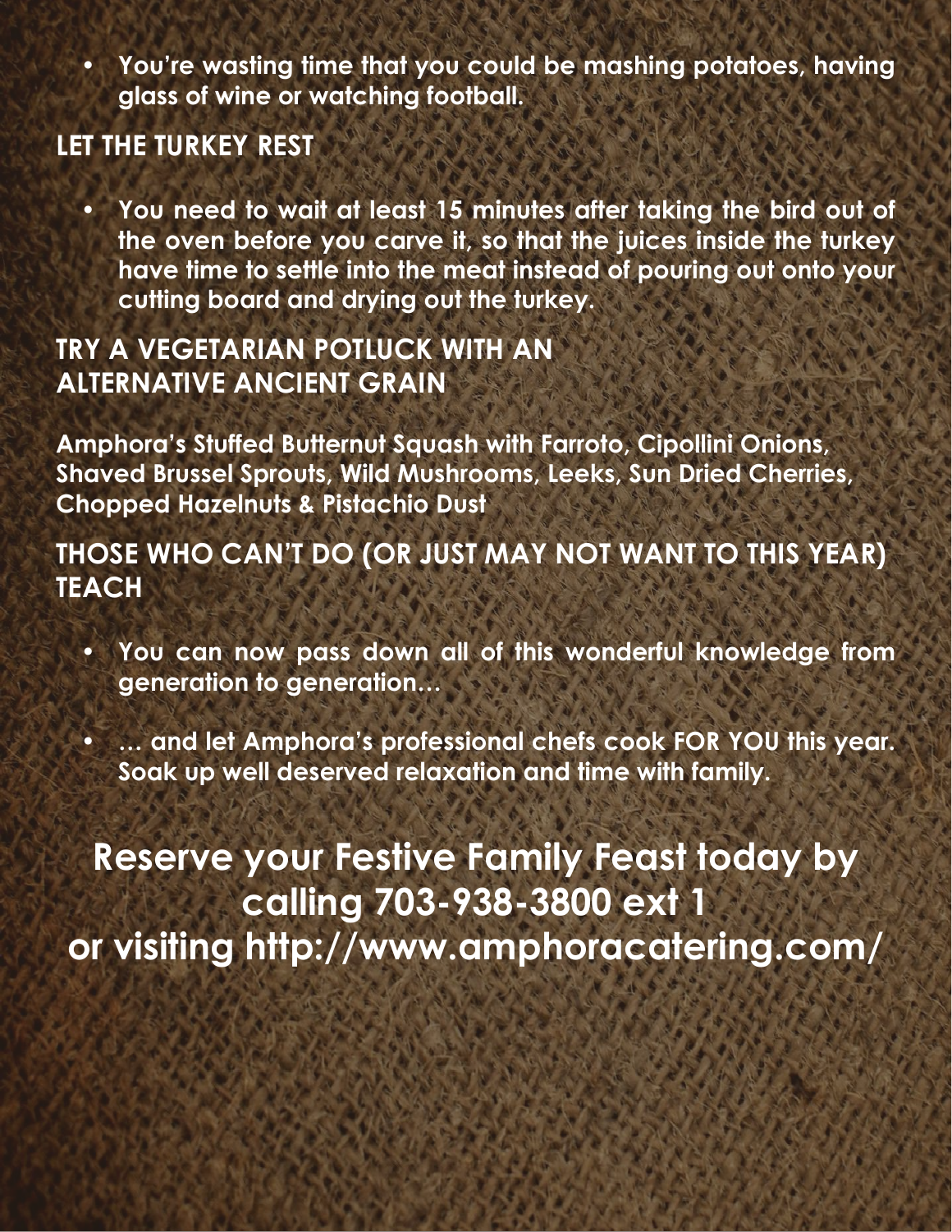- **You're wasting time that you could be mashing potatoes, having glass of wine or watching football.**

## LET THE TURKEY REST

- **You need to wait at least 15 minutes after taking the bird out of the oven before you carve it, so that the juices inside the turkey have time to settle into the meat instead of pouring out onto your cutting board and drying out the turkey.**

## TRY A VEGETARIAN POTLUCK WITH AN ALTERNATIVE ANCIENT GRAIN

**Amphora's Stuffed Butternut Squash with Farroto, Cipollini Onions, Shaved Brussel Sprouts, Wild Mushrooms, Leeks, Sun Dried Cherries, Chopped Hazelnuts & Pistachio Dust**

## THOSE WHO CAN'T DO (OR JUST MAY NOT WANT TO THIS YEAR) TEACH

- **You can now pass down all of this wonderful knowledge from generation to generation…**
- **… and let Amphora's professional chefs cook FOR YOU this year. Soak up well deserved relaxation and time with family.**

# Reserve your Festive Family Feast today by calling 703-938-3800 ext 1 or visiting http://www.amphoracatering.com/